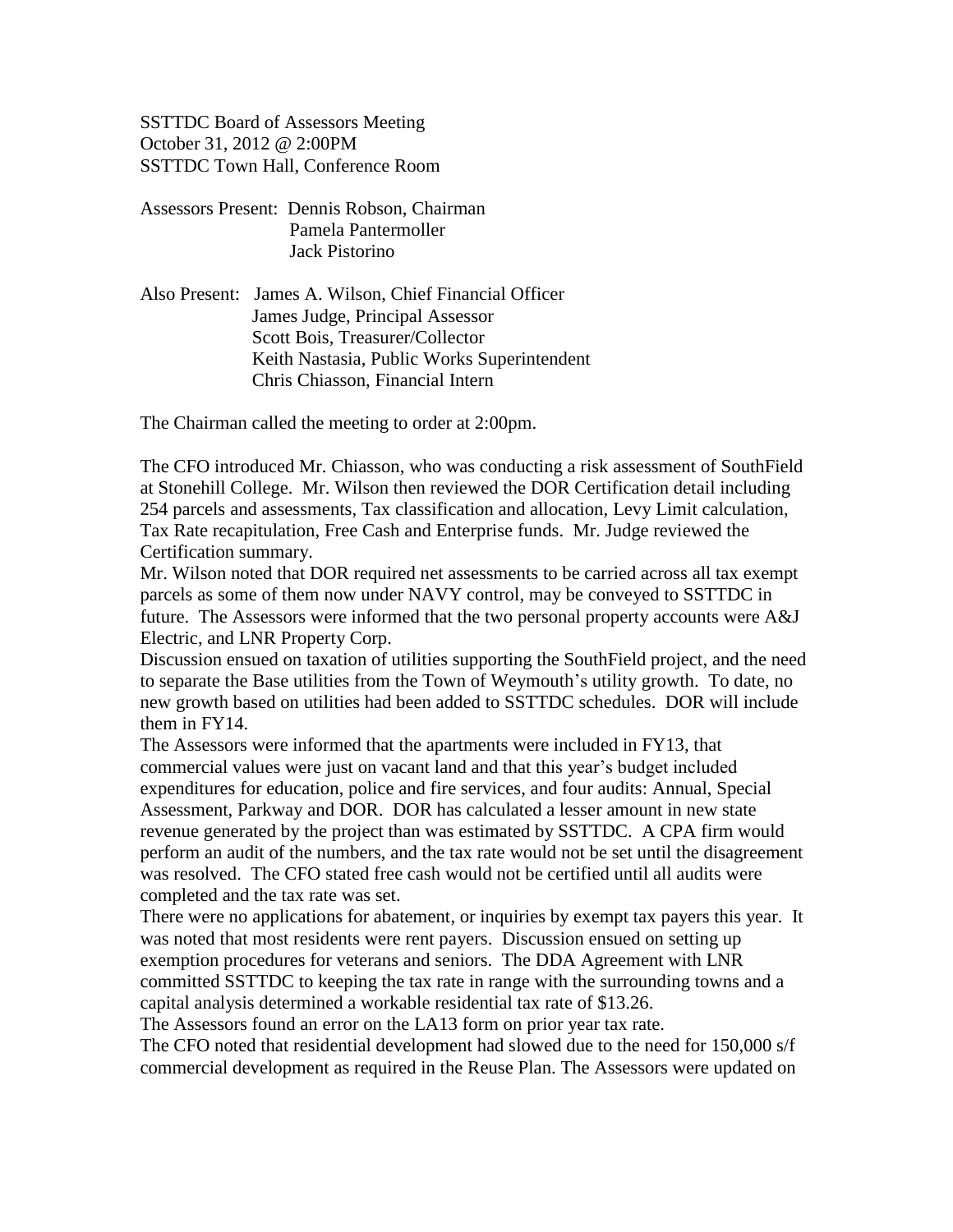SSTTDC Board of Assessors Meeting
October 31, 2012 @ 2:00PM
SSTTDC Town Hall, Conference Room

Assessors Present: Dennis Robson, Chairman
Pamela Pantermoller
Jack Pistorino

Also Present: James A. Wilson, Chief Financial Officer
James Judge, Principal Assessor
Scott Bois, Treasurer/Collector
Keith Nastasia, Public Works Superintendent
Chris Chiasson, Financial Intern

The Chairman called the meeting to order at 2:00pm.

The CFO introduced Mr. Chiasson, who was conducting a risk assessment of SouthField at Stonehill College. Mr. Wilson then reviewed the DOR Certification detail including 254 parcels and assessments, Tax classification and allocation, Levy Limit calculation, Tax Rate recapitulation, Free Cash and Enterprise funds. Mr. Judge reviewed the Certification summary.

Mr. Wilson noted that DOR required net assessments to be carried across all tax exempt parcels as some of them now under NAVY control, may be conveyed to SSTTDC in future. The Assessors were informed that the two personal property accounts were A&J Electric, and LNR Property Corp.

Discussion ensued on taxation of utilities supporting the SouthField project, and the need to separate the Base utilities from the Town of Weymouth's utility growth. To date, no new growth based on utilities had been added to SSTTDC schedules. DOR will include them in FY14.

The Assessors were informed that the apartments were included in FY13, that commercial values were just on vacant land and that this year's budget included expenditures for education, police and fire services, and four audits: Annual, Special Assessment, Parkway and DOR. DOR has calculated a lesser amount in new state revenue generated by the project than was estimated by SSTTDC. A CPA firm would perform an audit of the numbers, and the tax rate would not be set until the disagreement was resolved. The CFO stated free cash would not be certified until all audits were completed and the tax rate was set.

There were no applications for abatement, or inquiries by exempt tax payers this year. It was noted that most residents were rent payers. Discussion ensued on setting up exemption procedures for veterans and seniors. The DDA Agreement with LNR committed SSTTDC to keeping the tax rate in range with the surrounding towns and a capital analysis determined a workable residential tax rate of $13.26.

The Assessors found an error on the LA13 form on prior year tax rate.

The CFO noted that residential development had slowed due to the need for 150,000 s/f commercial development as required in the Reuse Plan. The Assessors were updated on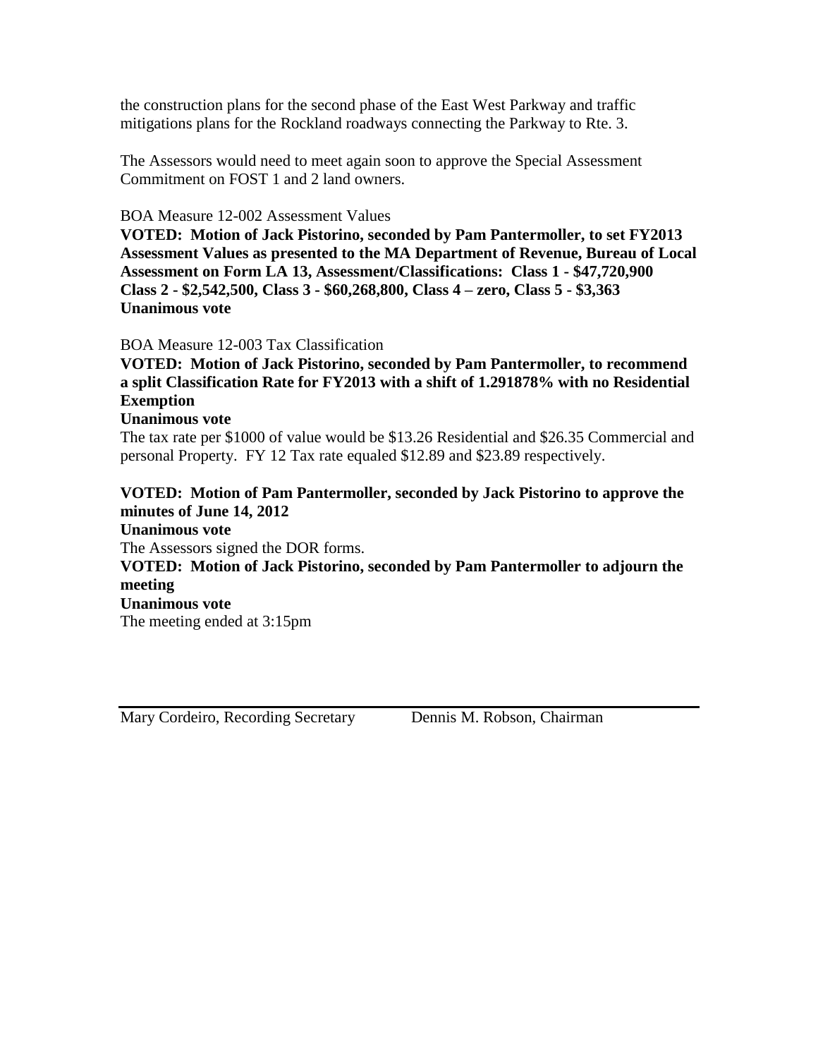the construction plans for the second phase of the East West Parkway and traffic mitigations plans for the Rockland roadways connecting the Parkway to Rte. 3.

The Assessors would need to meet again soon to approve the Special Assessment Commitment on FOST 1 and 2 land owners.

BOA Measure 12-002 Assessment Values

**VOTED: Motion of Jack Pistorino, seconded by Pam Pantermoller, to set FY2013 Assessment Values as presented to the MA Department of Revenue, Bureau of Local Assessment on Form LA 13, Assessment/Classifications: Class 1 - $47,720,900 Class 2 - $2,542,500, Class 3 - $60,268,800, Class 4 – zero, Class 5 - $3,363**
**Unanimous vote**

BOA Measure 12-003 Tax Classification

**VOTED: Motion of Jack Pistorino, seconded by Pam Pantermoller, to recommend a split Classification Rate for FY2013 with a shift of 1.291878% with no Residential Exemption**
**Unanimous vote**

The tax rate per $1000 of value would be $13.26 Residential and $26.35 Commercial and personal Property. FY 12 Tax rate equaled $12.89 and $23.89 respectively.

**VOTED: Motion of Pam Pantermoller, seconded by Jack Pistorino to approve the minutes of June 14, 2012**
**Unanimous vote**

The Assessors signed the DOR forms.

**VOTED: Motion of Jack Pistorino, seconded by Pam Pantermoller to adjourn the meeting**
**Unanimous vote**

The meeting ended at 3:15pm

Mary Cordeiro, Recording Secretary Dennis M. Robson, Chairman